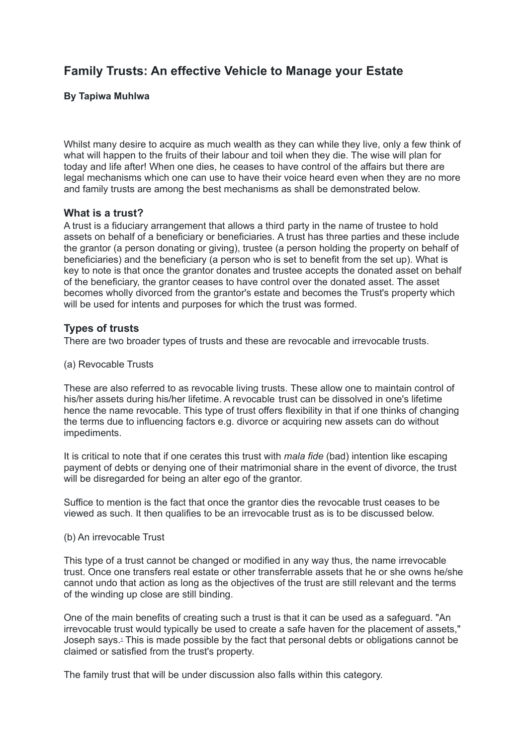# Family Trusts: An effective Vehicle to Manage your Estate

**By Tapiwa Muhlwa**

Whilst many desire to acquire as much wealth as they can while they live, only a few think of what will happen to the fruits of their labour and toil when they die. The wise will plan for today and life after! When one dies, he ceases to have control of the affairs but there are legal mechanisms which one can use to have their voice heard even when they are no more and family trusts are among the best mechanisms as shall be demonstrated below.

## What is a trust?

A trust is a fiduciary arrangement that allows a third party in the name of trustee to hold assets on behalf of a beneficiary or beneficiaries. A trust has three parties and these include the grantor (a person donating or giving), trustee (a person holding the property on behalf of beneficiaries) and the beneficiary (a person who is set to benefit from the set up). What is key to note is that once the grantor donates and trustee accepts the donated asset on behalf of the beneficiary, the grantor ceases to have control over the donated asset. The asset becomes wholly divorced from the grantor's estate and becomes the Trust's property which will be used for intents and purposes for which the trust was formed.

## Types of trusts

There are two broader types of trusts and these are revocable and irrevocable trusts.

(a) Revocable Trusts

These are also referred to as revocable living trusts. These allow one to maintain control of his/her assets during his/her lifetime. A revocable trust can be dissolved in one's lifetime hence the name revocable. This type of trust offers flexibility in that if one thinks of changing the terms due to influencing factors e.g. divorce or acquiring new assets can do without impediments.

It is critical to note that if one cerates this trust with *mala fide* (bad) intention like escaping payment of debts or denying one of their matrimonial share in the event of divorce, the trust will be disregarded for being an alter ego of the grantor.

Suffice to mention is the fact that once the grantor dies the revocable trust ceases to be viewed as such. It then qualifies to be an irrevocable trust as is to be discussed below.

(b) An irrevocable Trust

This type of a trust cannot be changed or modified in any way thus, the name irrevocable trust. Once one transfers real estate or other transferrable assets that he or she owns he/she cannot undo that action as long as the objectives of the trust are still relevant and the terms of the winding up close are still binding.

One of the main benefits of creating such a trust is that it can be used as a safeguard. "An irrevocable trust would typically be used to create a safe haven for the placement of assets," Joseph says.[1] This is made possible by the fact that personal debts or obligations cannot be claimed or satisfied from the trust's property.

The family trust that will be under discussion also falls within this category.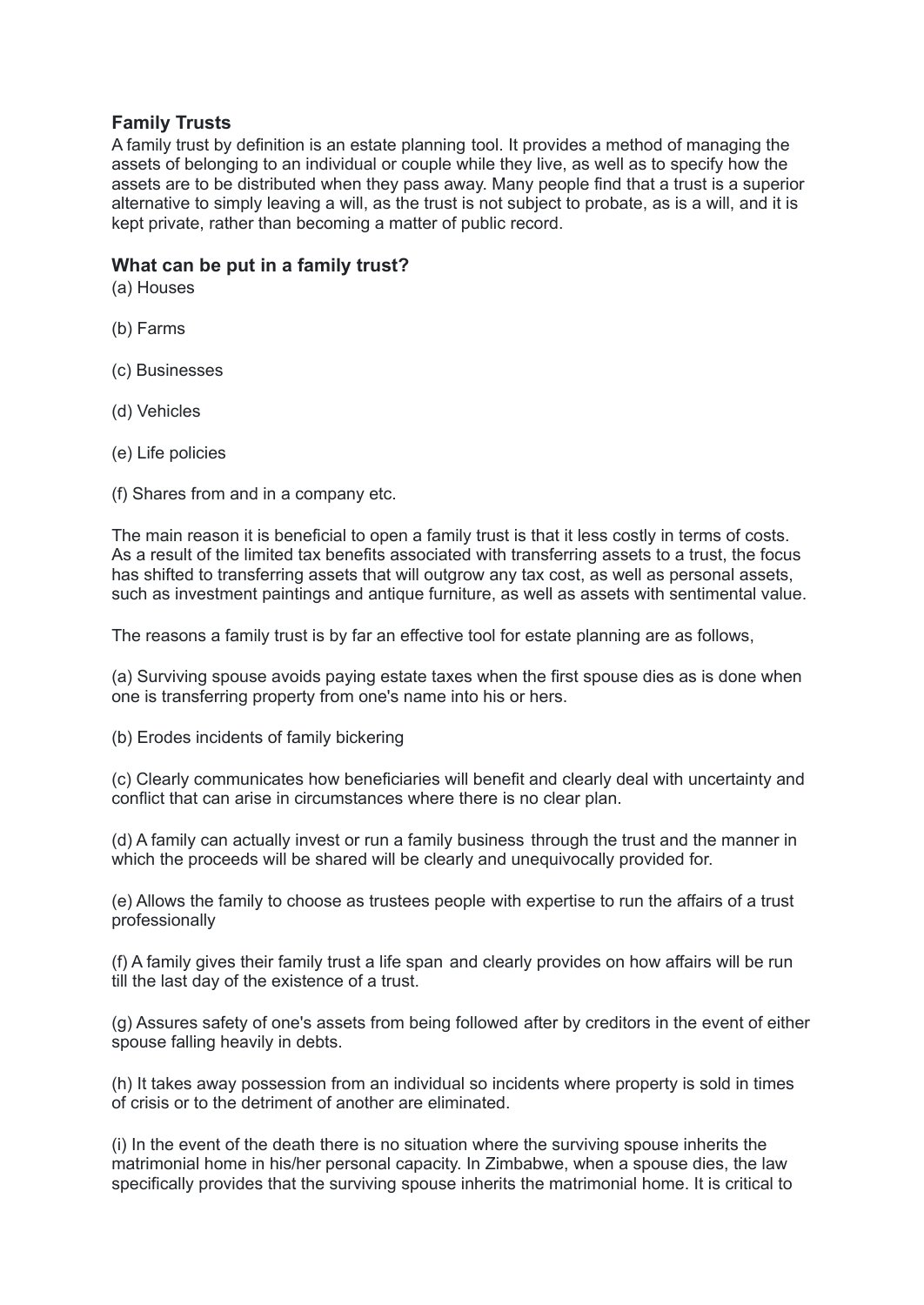## Family Trusts

A family trust by definition is an estate planning tool. It provides a method of managing the assets of belonging to an individual or couple while they live, as well as to specify how the assets are to be distributed when they pass away. Many people find that a trust is a superior alternative to simply leaving a will, as the trust is not subject to probate, as is a will, and it is kept private, rather than becoming a matter of public record.

## What can be put in a family trust?

(a) Houses

(b) Farms

(c) Businesses

(d) Vehicles

(e) Life policies

(f) Shares from and in a company etc.

The main reason it is beneficial to open a family trust is that it less costly in terms of costs. As a result of the limited tax benefits associated with transferring assets to a trust, the focus has shifted to transferring assets that will outgrow any tax cost, as well as personal assets, such as investment paintings and antique furniture, as well as assets with sentimental value.

The reasons a family trust is by far an effective tool for estate planning are as follows,

(a) Surviving spouse avoids paying estate taxes when the first spouse dies as is done when one is transferring property from one's name into his or hers.

(b) Erodes incidents of family bickering

(c) Clearly communicates how beneficiaries will benefit and clearly deal with uncertainty and conflict that can arise in circumstances where there is no clear plan.

(d) A family can actually invest or run a family business through the trust and the manner in which the proceeds will be shared will be clearly and unequivocally provided for.

(e) Allows the family to choose as trustees people with expertise to run the affairs of a trust professionally

(f) A family gives their family trust a life span and clearly provides on how affairs will be run till the last day of the existence of a trust.

(g) Assures safety of one's assets from being followed after by creditors in the event of either spouse falling heavily in debts.

(h) It takes away possession from an individual so incidents where property is sold in times of crisis or to the detriment of another are eliminated.

(i) In the event of the death there is no situation where the surviving spouse inherits the matrimonial home in his/her personal capacity. In Zimbabwe, when a spouse dies, the law specifically provides that the surviving spouse inherits the matrimonial home. It is critical to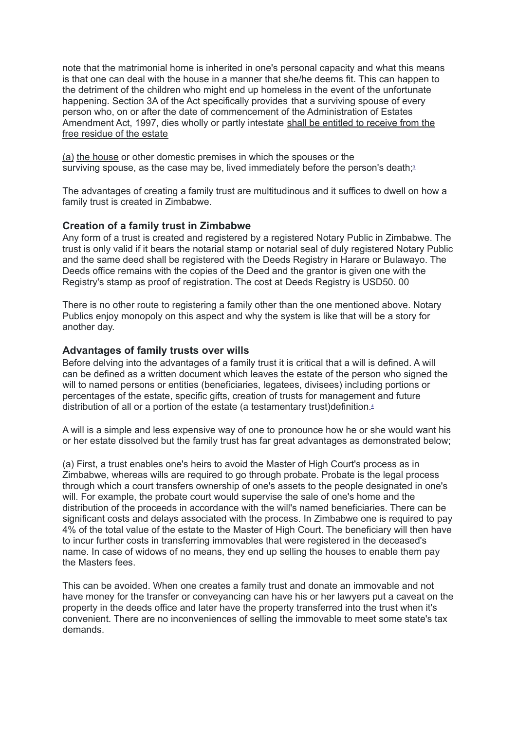note that the matrimonial home is inherited in one's personal capacity and what this means is that one can deal with the house in a manner that she/he deems fit. This can happen to the detriment of the children who might end up homeless in the event of the unfortunate happening. Section 3A of the Act specifically provides that a surviving spouse of every person who, on or after the date of commencement of the Administration of Estates Amendment Act, 1997, dies wholly or partly intestate shall be entitled to receive from the free residue of the estate

(a) the house or other domestic premises in which the spouses or the surviving spouse, as the case may be, lived immediately before the person's death;[3]

The advantages of creating a family trust are multitudinous and it suffices to dwell on how a family trust is created in Zimbabwe.

### Creation of a family trust in Zimbabwe

Any form of a trust is created and registered by a registered Notary Public in Zimbabwe. The trust is only valid if it bears the notarial stamp or notarial seal of duly registered Notary Public and the same deed shall be registered with the Deeds Registry in Harare or Bulawayo. The Deeds office remains with the copies of the Deed and the grantor is given one with the Registry's stamp as proof of registration. The cost at Deeds Registry is USD50. 00

There is no other route to registering a family other than the one mentioned above. Notary Publics enjoy monopoly on this aspect and why the system is like that will be a story for another day.

### Advantages of family trusts over wills

Before delving into the advantages of a family trust it is critical that a will is defined. A will can be defined as a written document which leaves the estate of the person who signed the will to named persons or entities (beneficiaries, legatees, divisees) including portions or percentages of the estate, specific gifts, creation of trusts for management and future distribution of all or a portion of the estate (a testamentary trust)definition.[4]

A will is a simple and less expensive way of one to pronounce how he or she would want his or her estate dissolved but the family trust has far great advantages as demonstrated below;

(a) First, a trust enables one's heirs to avoid the Master of High Court's process as in Zimbabwe, whereas wills are required to go through probate. Probate is the legal process through which a court transfers ownership of one's assets to the people designated in one's will. For example, the probate court would supervise the sale of one's home and the distribution of the proceeds in accordance with the will's named beneficiaries. There can be significant costs and delays associated with the process. In Zimbabwe one is required to pay 4% of the total value of the estate to the Master of High Court. The beneficiary will then have to incur further costs in transferring immovables that were registered in the deceased's name. In case of widows of no means, they end up selling the houses to enable them pay the Masters fees.

This can be avoided. When one creates a family trust and donate an immovable and not have money for the transfer or conveyancing can have his or her lawyers put a caveat on the property in the deeds office and later have the property transferred into the trust when it's convenient. There are no inconveniences of selling the immovable to meet some state's tax demands.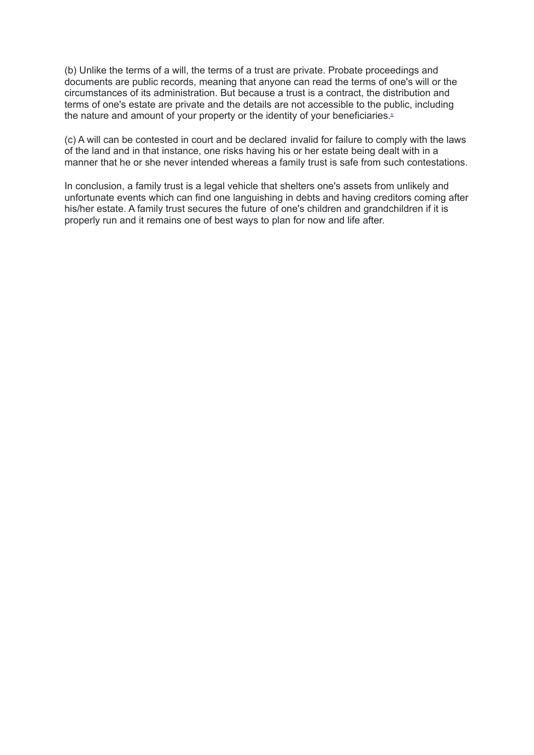(b) Unlike the terms of a will, the terms of a trust are private. Probate proceedings and documents are public records, meaning that anyone can read the terms of one's will or the circumstances of its administration. But because a trust is a contract, the distribution and terms of one's estate are private and the details are not accessible to the public, including the nature and amount of your property or the identity of your beneficiaries.[5]

(c) A will can be contested in court and be declared invalid for failure to comply with the laws of the land and in that instance, one risks having his or her estate being dealt with in a manner that he or she never intended whereas a family trust is safe from such contestations.

In conclusion, a family trust is a legal vehicle that shelters one's assets from unlikely and unfortunate events which can find one languishing in debts and having creditors coming after his/her estate. A family trust secures the future of one's children and grandchildren if it is properly run and it remains one of best ways to plan for now and life after.